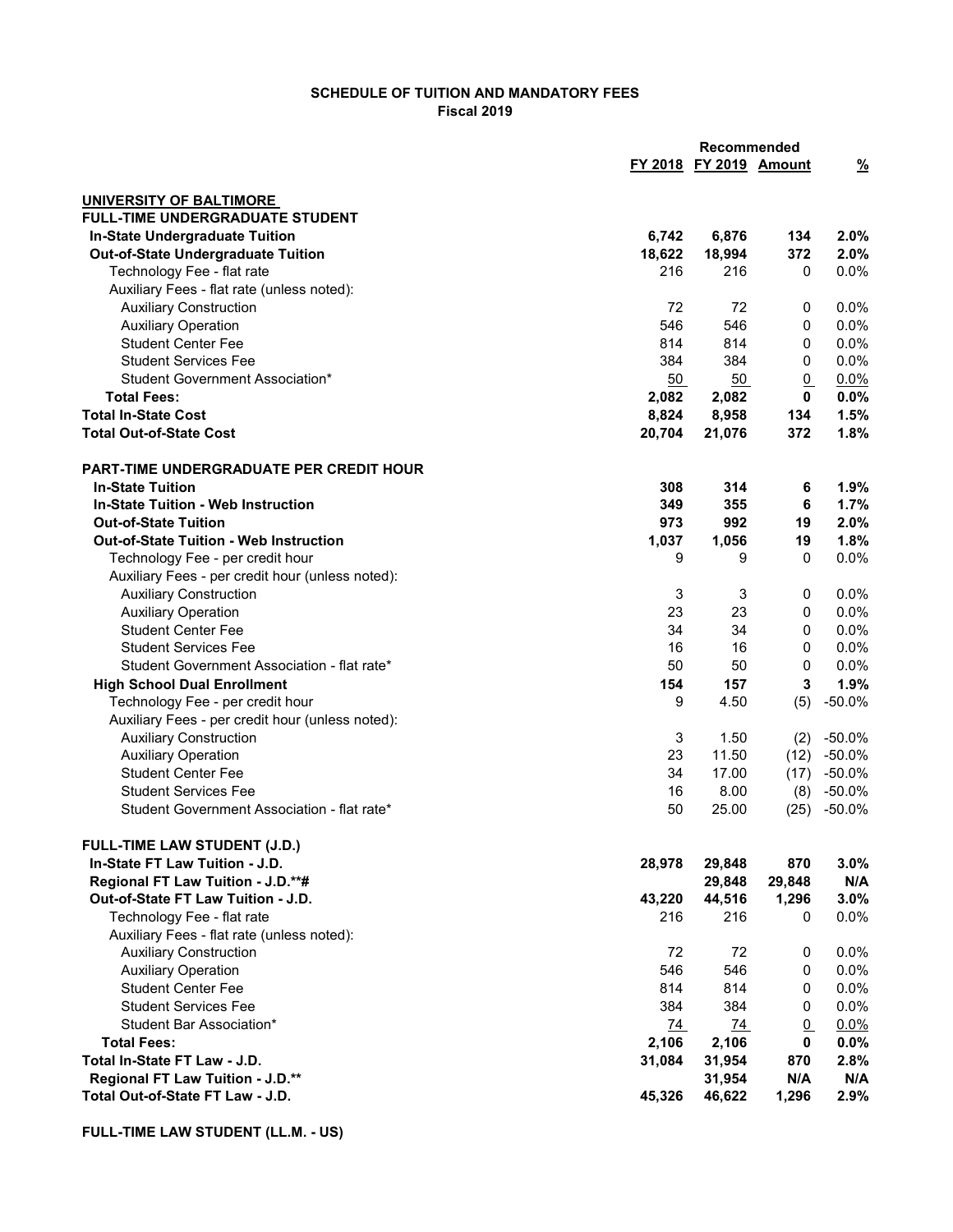**SCHEDULE OF TUITION AND MANDATORY FEES**
**Fiscal 2019**

| | FY 2018 | Recommended FY 2019 | Amount | % |
|---|---|---|---|---|
| **UNIVERSITY OF BALTIMORE** | | | | |
| **FULL-TIME UNDERGRADUATE STUDENT** | | | | |
| **In-State Undergraduate Tuition** | **6,742** | **6,876** | **134** | **2.0%** |
| **Out-of-State Undergraduate Tuition** | **18,622** | **18,994** | **372** | **2.0%** |
| Technology Fee - flat rate | 216 | 216 | 0 | 0.0% |
| Auxiliary Fees - flat rate (unless noted): | | | | |
| Auxiliary Construction | 72 | 72 | 0 | 0.0% |
| Auxiliary Operation | 546 | 546 | 0 | 0.0% |
| Student Center Fee | 814 | 814 | 0 | 0.0% |
| Student Services Fee | 384 | 384 | 0 | 0.0% |
| Student Government Association* | 50 | 50 | 0 | 0.0% |
| **Total Fees:** | **2,082** | **2,082** | **0** | **0.0%** |
| **Total In-State Cost** | **8,824** | **8,958** | **134** | **1.5%** |
| **Total Out-of-State Cost** | **20,704** | **21,076** | **372** | **1.8%** |
| | | | | |
| **PART-TIME UNDERGRADUATE PER CREDIT HOUR** | | | | |
| **In-State Tuition** | **308** | **314** | **6** | **1.9%** |
| **In-State Tuition - Web Instruction** | **349** | **355** | **6** | **1.7%** |
| **Out-of-State Tuition** | **973** | **992** | **19** | **2.0%** |
| **Out-of-State Tuition - Web Instruction** | **1,037** | **1,056** | **19** | **1.8%** |
| Technology Fee - per credit hour | 9 | 9 | 0 | 0.0% |
| Auxiliary Fees - per credit hour (unless noted): | | | | |
| Auxiliary Construction | 3 | 3 | 0 | 0.0% |
| Auxiliary Operation | 23 | 23 | 0 | 0.0% |
| Student Center Fee | 34 | 34 | 0 | 0.0% |
| Student Services Fee | 16 | 16 | 0 | 0.0% |
| Student Government Association - flat rate* | 50 | 50 | 0 | 0.0% |
| **High School Dual Enrollment** | **154** | **157** | **3** | **1.9%** |
| Technology Fee - per credit hour | 9 | 4.50 | (5) | -50.0% |
| Auxiliary Fees - per credit hour (unless noted): | | | | |
| Auxiliary Construction | 3 | 1.50 | (2) | -50.0% |
| Auxiliary Operation | 23 | 11.50 | (12) | -50.0% |
| Student Center Fee | 34 | 17.00 | (17) | -50.0% |
| Student Services Fee | 16 | 8.00 | (8) | -50.0% |
| Student Government Association - flat rate* | 50 | 25.00 | (25) | -50.0% |
| | | | | |
| **FULL-TIME LAW STUDENT (J.D.)** | | | | |
| **In-State FT Law Tuition - J.D.** | **28,978** | **29,848** | **870** | **3.0%** |
| **Regional FT Law Tuition - J.D.\*\*#** | | **29,848** | **29,848** | **N/A** |
| **Out-of-State FT Law Tuition - J.D.** | **43,220** | **44,516** | **1,296** | **3.0%** |
| Technology Fee - flat rate | 216 | 216 | 0 | 0.0% |
| Auxiliary Fees - flat rate (unless noted): | | | | |
| Auxiliary Construction | 72 | 72 | 0 | 0.0% |
| Auxiliary Operation | 546 | 546 | 0 | 0.0% |
| Student Center Fee | 814 | 814 | 0 | 0.0% |
| Student Services Fee | 384 | 384 | 0 | 0.0% |
| Student Bar Association* | 74 | 74 | 0 | 0.0% |
| **Total Fees:** | **2,106** | **2,106** | **0** | **0.0%** |
| **Total In-State FT Law - J.D.** | **31,084** | **31,954** | **870** | **2.8%** |
| **Regional FT Law Tuition - J.D.\*\*** | | **31,954** | **N/A** | **N/A** |
| **Total Out-of-State FT Law - J.D.** | **45,326** | **46,622** | **1,296** | **2.9%** |

**FULL-TIME LAW STUDENT (LL.M. - US)**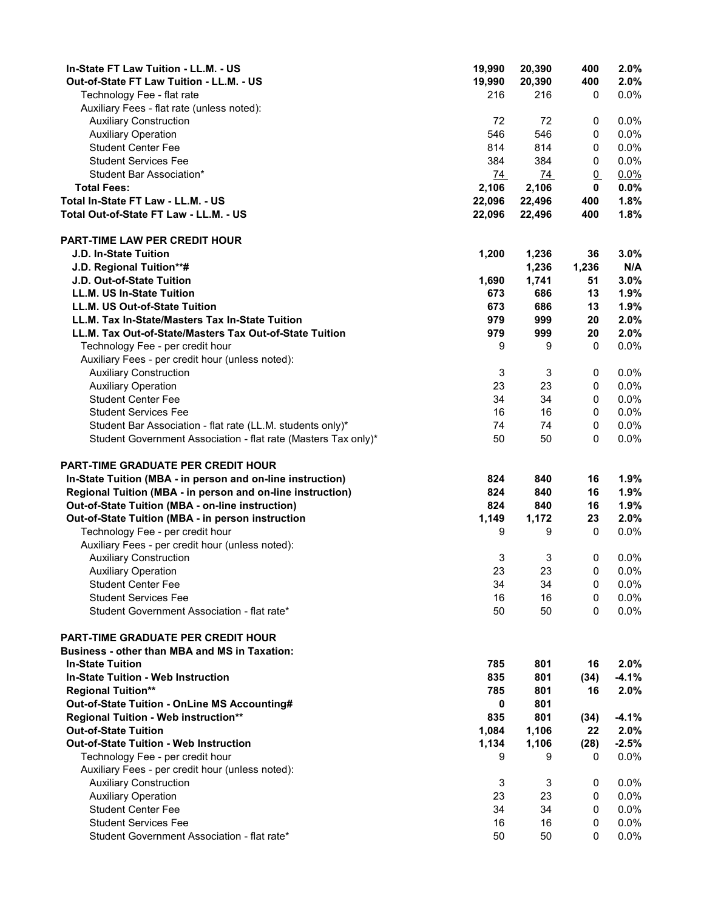| | | | | |
|---|---|---|---|---|
| **In-State FT Law Tuition - LL.M. - US** | **19,990** | **20,390** | **400** | **2.0%** |
| **Out-of-State FT Law Tuition - LL.M. - US** | **19,990** | **20,390** | **400** | **2.0%** |
| Technology Fee - flat rate | 216 | 216 | 0 | 0.0% |
| Auxiliary Fees - flat rate (unless noted): | | | | |
| Auxiliary Construction | 72 | 72 | 0 | 0.0% |
| Auxiliary Operation | 546 | 546 | 0 | 0.0% |
| Student Center Fee | 814 | 814 | 0 | 0.0% |
| Student Services Fee | 384 | 384 | 0 | 0.0% |
| Student Bar Association* | 74 | 74 | 0 | 0.0% |
| **Total Fees:** | **2,106** | **2,106** | **0** | **0.0%** |
| **Total In-State FT Law - LL.M. - US** | **22,096** | **22,496** | **400** | **1.8%** |
| **Total Out-of-State FT Law - LL.M. - US** | **22,096** | **22,496** | **400** | **1.8%** |
| | | | | |
| **PART-TIME LAW PER CREDIT HOUR** | | | | |
| **J.D. In-State Tuition** | **1,200** | **1,236** | **36** | **3.0%** |
| **J.D. Regional Tuition**#** | | **1,236** | **1,236** | **N/A** |
| **J.D. Out-of-State Tuition** | **1,690** | **1,741** | **51** | **3.0%** |
| **LL.M. US In-State Tuition** | **673** | **686** | **13** | **1.9%** |
| **LL.M. US Out-of-State Tuition** | **673** | **686** | **13** | **1.9%** |
| **LL.M. Tax In-State/Masters Tax In-State Tuition** | **979** | **999** | **20** | **2.0%** |
| **LL.M. Tax Out-of-State/Masters Tax Out-of-State Tuition** | **979** | **999** | **20** | **2.0%** |
| Technology Fee - per credit hour | 9 | 9 | 0 | 0.0% |
| Auxiliary Fees - per credit hour (unless noted): | | | | |
| Auxiliary Construction | 3 | 3 | 0 | 0.0% |
| Auxiliary Operation | 23 | 23 | 0 | 0.0% |
| Student Center Fee | 34 | 34 | 0 | 0.0% |
| Student Services Fee | 16 | 16 | 0 | 0.0% |
| Student Bar Association - flat rate (LL.M. students only)* | 74 | 74 | 0 | 0.0% |
| Student Government Association - flat rate (Masters Tax only)* | 50 | 50 | 0 | 0.0% |
| | | | | |
| **PART-TIME GRADUATE PER CREDIT HOUR** | | | | |
| **In-State Tuition (MBA - in person and on-line instruction)** | **824** | **840** | **16** | **1.9%** |
| **Regional Tuition (MBA - in person and on-line instruction)** | **824** | **840** | **16** | **1.9%** |
| **Out-of-State Tuition (MBA - on-line instruction)** | **824** | **840** | **16** | **1.9%** |
| **Out-of-State Tuition (MBA - in person instruction** | **1,149** | **1,172** | **23** | **2.0%** |
| Technology Fee - per credit hour | 9 | 9 | 0 | 0.0% |
| Auxiliary Fees - per credit hour (unless noted): | | | | |
| Auxiliary Construction | 3 | 3 | 0 | 0.0% |
| Auxiliary Operation | 23 | 23 | 0 | 0.0% |
| Student Center Fee | 34 | 34 | 0 | 0.0% |
| Student Services Fee | 16 | 16 | 0 | 0.0% |
| Student Government Association - flat rate* | 50 | 50 | 0 | 0.0% |
| | | | | |
| **PART-TIME GRADUATE PER CREDIT HOUR** | | | | |
| **Business - other than MBA and MS in Taxation:** | | | | |
| **In-State Tuition** | **785** | **801** | **16** | **2.0%** |
| **In-State Tuition - Web Instruction** | **835** | **801** | **(34)** | **-4.1%** |
| **Regional Tuition**** | **785** | **801** | **16** | **2.0%** |
| **Out-of-State Tuition - OnLine MS Accounting#** | **0** | **801** | | |
| **Regional Tuition - Web instruction**** | **835** | **801** | **(34)** | **-4.1%** |
| **Out-of-State Tuition** | **1,084** | **1,106** | **22** | **2.0%** |
| **Out-of-State Tuition - Web Instruction** | **1,134** | **1,106** | **(28)** | **-2.5%** |
| Technology Fee - per credit hour | 9 | 9 | 0 | 0.0% |
| Auxiliary Fees - per credit hour (unless noted): | | | | |
| Auxiliary Construction | 3 | 3 | 0 | 0.0% |
| Auxiliary Operation | 23 | 23 | 0 | 0.0% |
| Student Center Fee | 34 | 34 | 0 | 0.0% |
| Student Services Fee | 16 | 16 | 0 | 0.0% |
| Student Government Association - flat rate* | 50 | 50 | 0 | 0.0% |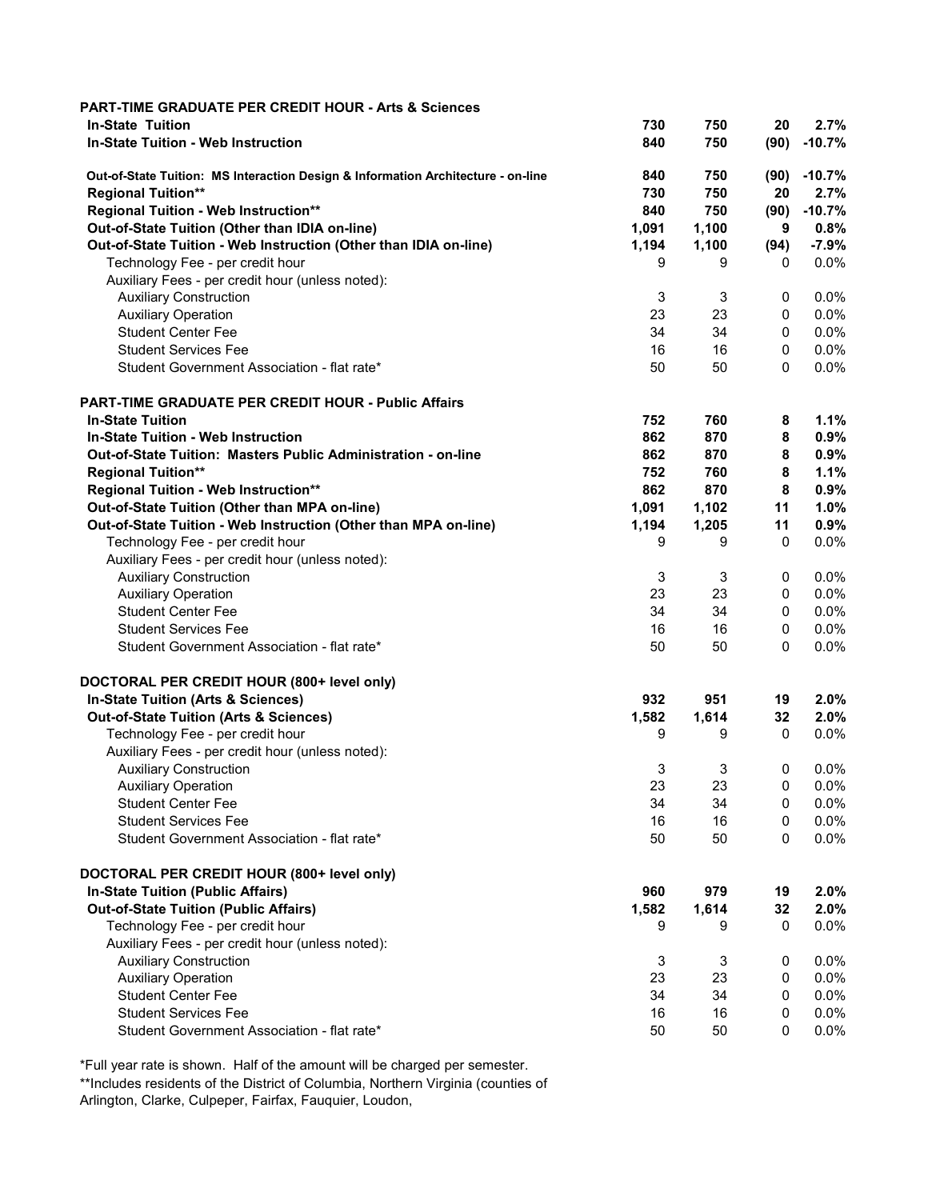| | | | | |
|---|---|---|---|---|
| **PART-TIME GRADUATE PER CREDIT HOUR - Arts & Sciences** | | | | |
| **In-State Tuition** | **730** | **750** | **20** | **2.7%** |
| **In-State Tuition - Web Instruction** | **840** | **750** | **(90)** | **-10.7%** |
| **Out-of-State Tuition: MS Interaction Design & Information Architecture - on-line** | **840** | **750** | **(90)** | **-10.7%** |
| **Regional Tuition**\*\* | **730** | **750** | **20** | **2.7%** |
| **Regional Tuition - Web Instruction**\*\* | **840** | **750** | **(90)** | **-10.7%** |
| **Out-of-State Tuition (Other than IDIA on-line)** | **1,091** | **1,100** | **9** | **0.8%** |
| **Out-of-State Tuition - Web Instruction (Other than IDIA on-line)** | **1,194** | **1,100** | **(94)** | **-7.9%** |
| Technology Fee - per credit hour | 9 | 9 | 0 | 0.0% |
| Auxiliary Fees - per credit hour (unless noted): | | | | |
| Auxiliary Construction | 3 | 3 | 0 | 0.0% |
| Auxiliary Operation | 23 | 23 | 0 | 0.0% |
| Student Center Fee | 34 | 34 | 0 | 0.0% |
| Student Services Fee | 16 | 16 | 0 | 0.0% |
| Student Government Association - flat rate* | 50 | 50 | 0 | 0.0% |
| | | | | |
| **PART-TIME GRADUATE PER CREDIT HOUR - Public Affairs** | | | | |
| **In-State Tuition** | **752** | **760** | **8** | **1.1%** |
| **In-State Tuition - Web Instruction** | **862** | **870** | **8** | **0.9%** |
| **Out-of-State Tuition: Masters Public Administration - on-line** | **862** | **870** | **8** | **0.9%** |
| **Regional Tuition**\*\* | **752** | **760** | **8** | **1.1%** |
| **Regional Tuition - Web Instruction**\*\* | **862** | **870** | **8** | **0.9%** |
| **Out-of-State Tuition (Other than MPA on-line)** | **1,091** | **1,102** | **11** | **1.0%** |
| **Out-of-State Tuition - Web Instruction (Other than MPA on-line)** | **1,194** | **1,205** | **11** | **0.9%** |
| Technology Fee - per credit hour | 9 | 9 | 0 | 0.0% |
| Auxiliary Fees - per credit hour (unless noted): | | | | |
| Auxiliary Construction | 3 | 3 | 0 | 0.0% |
| Auxiliary Operation | 23 | 23 | 0 | 0.0% |
| Student Center Fee | 34 | 34 | 0 | 0.0% |
| Student Services Fee | 16 | 16 | 0 | 0.0% |
| Student Government Association - flat rate* | 50 | 50 | 0 | 0.0% |
| | | | | |
| **DOCTORAL PER CREDIT HOUR (800+ level only)** | | | | |
| **In-State Tuition (Arts & Sciences)** | **932** | **951** | **19** | **2.0%** |
| **Out-of-State Tuition (Arts & Sciences)** | **1,582** | **1,614** | **32** | **2.0%** |
| Technology Fee - per credit hour | 9 | 9 | 0 | 0.0% |
| Auxiliary Fees - per credit hour (unless noted): | | | | |
| Auxiliary Construction | 3 | 3 | 0 | 0.0% |
| Auxiliary Operation | 23 | 23 | 0 | 0.0% |
| Student Center Fee | 34 | 34 | 0 | 0.0% |
| Student Services Fee | 16 | 16 | 0 | 0.0% |
| Student Government Association - flat rate* | 50 | 50 | 0 | 0.0% |
| | | | | |
| **DOCTORAL PER CREDIT HOUR (800+ level only)** | | | | |
| **In-State Tuition (Public Affairs)** | **960** | **979** | **19** | **2.0%** |
| **Out-of-State Tuition (Public Affairs)** | **1,582** | **1,614** | **32** | **2.0%** |
| Technology Fee - per credit hour | 9 | 9 | 0 | 0.0% |
| Auxiliary Fees - per credit hour (unless noted): | | | | |
| Auxiliary Construction | 3 | 3 | 0 | 0.0% |
| Auxiliary Operation | 23 | 23 | 0 | 0.0% |
| Student Center Fee | 34 | 34 | 0 | 0.0% |
| Student Services Fee | 16 | 16 | 0 | 0.0% |
| Student Government Association - flat rate* | 50 | 50 | 0 | 0.0% |

*Full year rate is shown. Half of the amount will be charged per semester.

**Includes residents of the District of Columbia, Northern Virginia (counties of Arlington, Clarke, Culpeper, Fairfax, Fauquier, Loudon,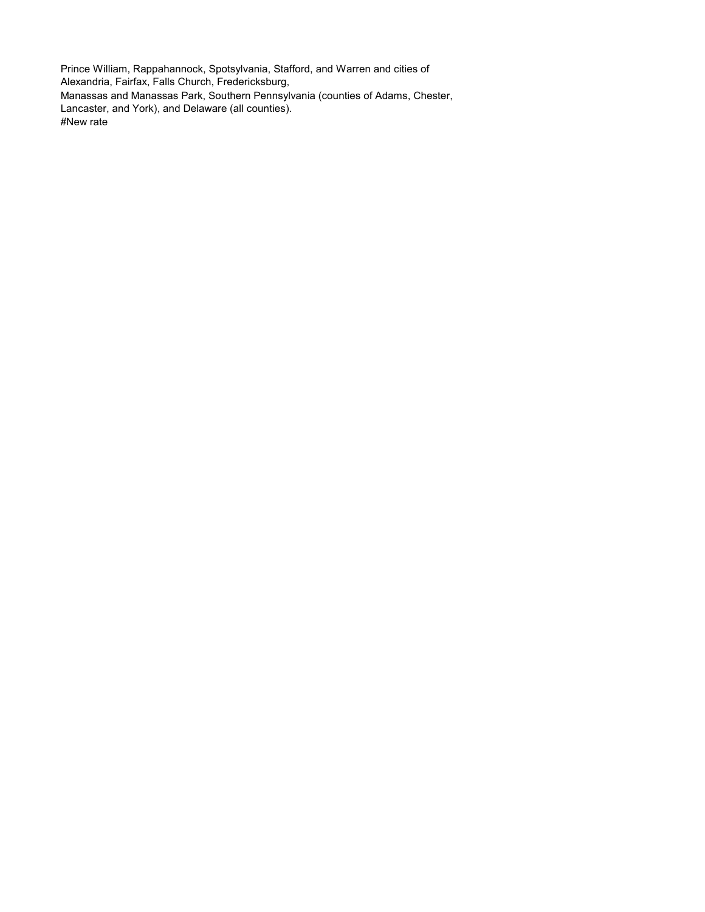Prince William, Rappahannock, Spotsylvania, Stafford, and Warren and cities of Alexandria, Fairfax, Falls Church, Fredericksburg,
Manassas and Manassas Park, Southern Pennsylvania (counties of Adams, Chester, Lancaster, and York), and Delaware (all counties).
#New rate